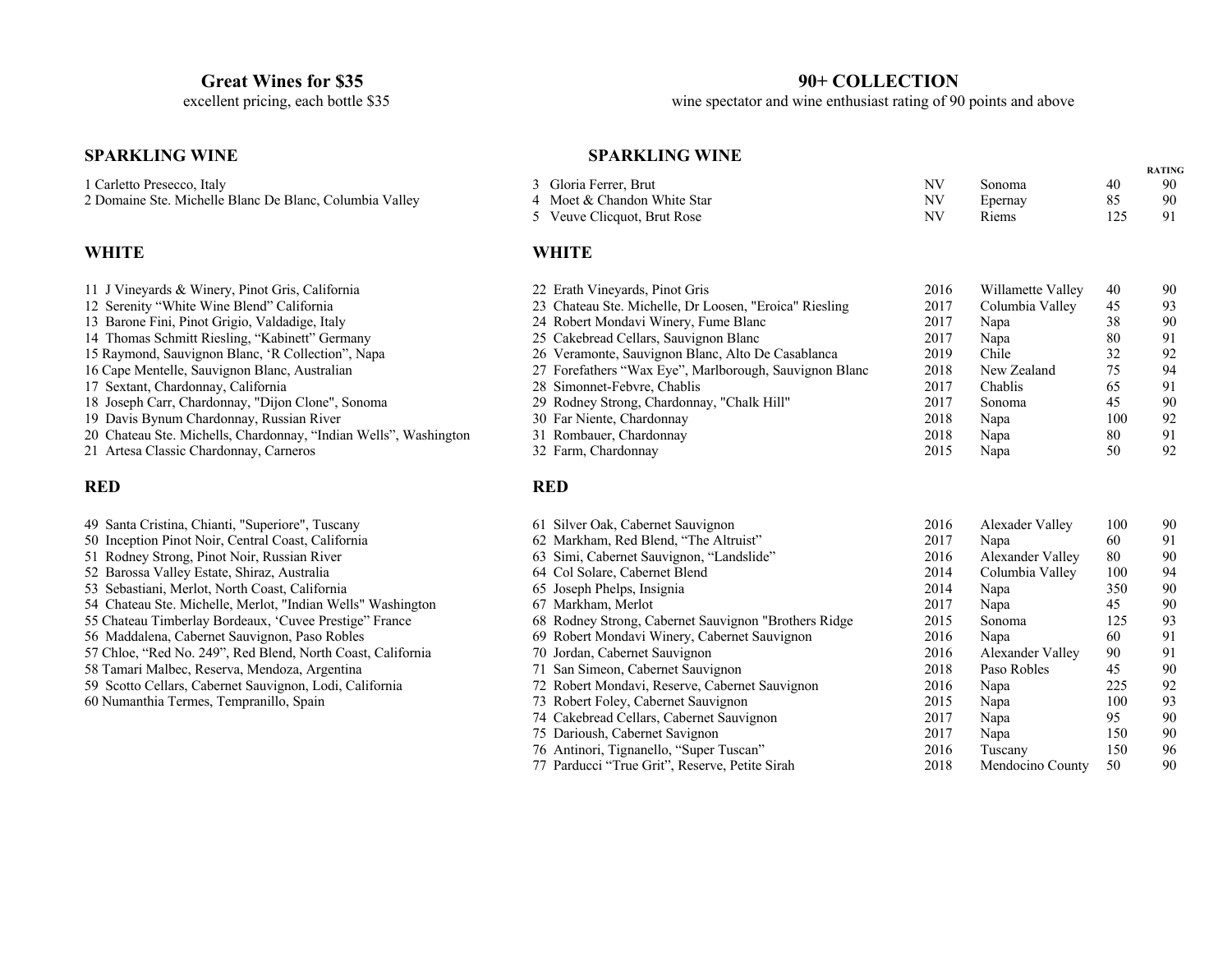## Great Wines for $35

excellent pricing, each bottle $35

### SPARKLING WINE

1 Carletto Presecco, Italy
2 Domaine Ste. Michelle Blanc De Blanc, Columbia Valley

### WHITE

11 J Vineyards & Winery, Pinot Gris, California
12 Serenity "White Wine Blend" California
13 Barone Fini, Pinot Grigio, Valdadige, Italy
14 Thomas Schmitt Riesling, "Kabinett" Germany
15 Raymond, Sauvignon Blanc, 'R Collection", Napa
16 Cape Mentelle, Sauvignon Blanc, Australian
17 Sextant, Chardonnay, California
18 Joseph Carr, Chardonnay, "Dijon Clone", Sonoma
19 Davis Bynum Chardonnay, Russian River
20 Chateau Ste. Michells, Chardonnay, "Indian Wells", Washington
21 Artesa Classic Chardonnay, Carneros

### RED

49 Santa Cristina, Chianti, "Superiore", Tuscany
50 Inception Pinot Noir, Central Coast, California
51 Rodney Strong, Pinot Noir, Russian River
52 Barossa Valley Estate, Shiraz, Australia
53 Sebastiani, Merlot, North Coast, California
54 Chateau Ste. Michelle, Merlot, "Indian Wells" Washington
55 Chateau Timberlay Bordeaux, 'Cuvee Prestige" France
56 Maddalena, Cabernet Sauvignon, Paso Robles
57 Chloe, "Red No. 249", Red Blend, North Coast, California
58 Tamari Malbec, Reserva, Mendoza, Argentina
59 Scotto Cellars, Cabernet Sauvignon, Lodi, California
60 Numanthia Termes, Tempranillo, Spain

## 90+ COLLECTION

wine spectator and wine enthusiast rating of 90 points and above

### SPARKLING WINE

| | | | | | RATING |
|---|---|---|---|---|---|
| 3 | Gloria Ferrer, Brut | NV | Sonoma | 40 | 90 |
| 4 | Moet & Chandon White Star | NV | Epernay | 85 | 90 |
| 5 | Veuve Clicquot, Brut Rose | NV | Riems | 125 | 91 |

### WHITE

| | | | | | |
|---|---|---|---|---|---|
| 22 | Erath Vineyards, Pinot Gris | 2016 | Willamette Valley | 40 | 90 |
| 23 | Chateau Ste. Michelle, Dr Loosen, "Eroica" Riesling | 2017 | Columbia Valley | 45 | 93 |
| 24 | Robert Mondavi Winery, Fume Blanc | 2017 | Napa | 38 | 90 |
| 25 | Cakebread Cellars, Sauvignon Blanc | 2017 | Napa | 80 | 91 |
| 26 | Veramonte, Sauvignon Blanc, Alto De Casablanca | 2019 | Chile | 32 | 92 |
| 27 | Forefathers "Wax Eye", Marlborough, Sauvignon Blanc | 2018 | New Zealand | 75 | 94 |
| 28 | Simonnet-Febvre, Chablis | 2017 | Chablis | 65 | 91 |
| 29 | Rodney Strong, Chardonnay, "Chalk Hill" | 2017 | Sonoma | 45 | 90 |
| 30 | Far Niente, Chardonnay | 2018 | Napa | 100 | 92 |
| 31 | Rombauer, Chardonnay | 2018 | Napa | 80 | 91 |
| 32 | Farm, Chardonnay | 2015 | Napa | 50 | 92 |

### RED

| | | | | | |
|---|---|---|---|---|---|
| 61 | Silver Oak, Cabernet Sauvignon | 2016 | Alexader Valley | 100 | 90 |
| 62 | Markham, Red Blend, "The Altruist" | 2017 | Napa | 60 | 91 |
| 63 | Simi, Cabernet Sauvignon, "Landslide" | 2016 | Alexander Valley | 80 | 90 |
| 64 | Col Solare, Cabernet Blend | 2014 | Columbia Valley | 100 | 94 |
| 65 | Joseph Phelps, Insignia | 2014 | Napa | 350 | 90 |
| 67 | Markham, Merlot | 2017 | Napa | 45 | 90 |
| 68 | Rodney Strong, Cabernet Sauvignon "Brothers Ridge | 2015 | Sonoma | 125 | 93 |
| 69 | Robert Mondavi Winery, Cabernet Sauvignon | 2016 | Napa | 60 | 91 |
| 70 | Jordan, Cabernet Sauvignon | 2016 | Alexander Valley | 90 | 91 |
| 71 | San Simeon, Cabernet Sauvignon | 2018 | Paso Robles | 45 | 90 |
| 72 | Robert Mondavi, Reserve, Cabernet Sauvignon | 2016 | Napa | 225 | 92 |
| 73 | Robert Foley, Cabernet Sauvignon | 2015 | Napa | 100 | 93 |
| 74 | Cakebread Cellars, Cabernet Sauvignon | 2017 | Napa | 95 | 90 |
| 75 | Darioush, Cabernet Savignon | 2017 | Napa | 150 | 90 |
| 76 | Antinori, Tignanello, "Super Tuscan" | 2016 | Tuscany | 150 | 96 |
| 77 | Parducci "True Grit", Reserve, Petite Sirah | 2018 | Mendocino County | 50 | 90 |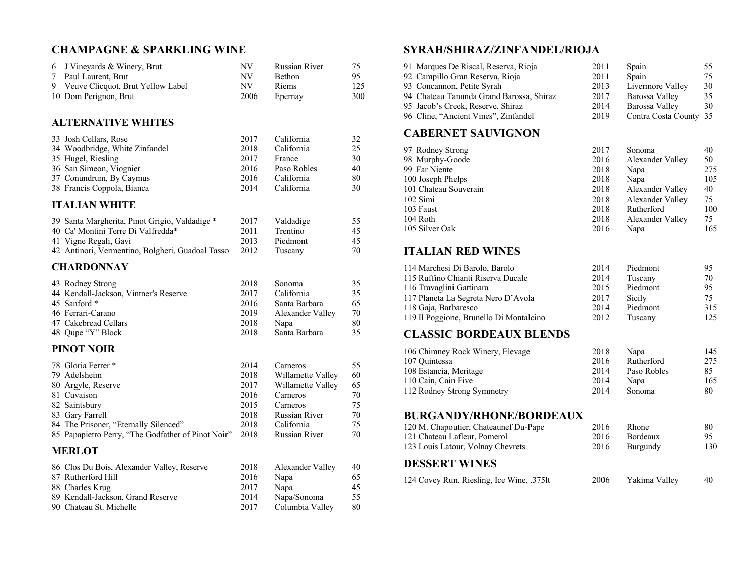## CHAMPAGNE & SPARKLING WINE

| | | | | |
|---|---|---|---|---|
| 6 | J Vineyards & Winery, Brut | NV | Russian River | 75 |
| 7 | Paul Laurent, Brut | NV | Bethon | 95 |
| 9 | Veuve Clicquot, Brut Yellow Label | NV | Riems | 125 |
| 10 | Dom Perignon, Brut | 2006 | Epernay | 300 |

## ALTERNATIVE WHITES

| | | | | |
|---|---|---|---|---|
| 33 | Josh Cellars, Rose | 2017 | California | 32 |
| 34 | Woodbridge, White Zinfandel | 2018 | California | 25 |
| 35 | Hugel, Riesling | 2017 | France | 30 |
| 36 | San Simeon, Viognier | 2016 | Paso Robles | 40 |
| 37 | Conundrum, By Caymus | 2016 | California | 80 |
| 38 | Francis Coppola, Bianca | 2014 | California | 30 |

## ITALIAN WHITE

| | | | | |
|---|---|---|---|---|
| 39 | Santa Margherita, Pinot Grigio, Valdadige * | 2017 | Valdadige | 55 |
| 40 | Ca' Montini Terre Di Valfredda* | 2011 | Trentino | 45 |
| 41 | Vigne Regali, Gavi | 2013 | Piedmont | 45 |
| 42 | Antinori, Vermentino, Bolgheri, Guadoal Tasso | 2012 | Tuscany | 70 |

## CHARDONNAY

| | | | | |
|---|---|---|---|---|
| 43 | Rodney Strong | 2018 | Sonoma | 35 |
| 44 | Kendall-Jackson, Vintner's Reserve | 2017 | California | 35 |
| 45 | Sanford * | 2016 | Santa Barbara | 65 |
| 46 | Ferrari-Carano | 2019 | Alexander Valley | 70 |
| 47 | Cakebread Cellars | 2018 | Napa | 80 |
| 48 | Qupe "Y" Block | 2018 | Santa Barbara | 35 |

## PINOT NOIR

| | | | | |
|---|---|---|---|---|
| 78 | Gloria Ferrer * | 2014 | Carneros | 55 |
| 79 | Adelsheim | 2018 | Willamette Valley | 60 |
| 80 | Argyle, Reserve | 2017 | Willamette Valley | 65 |
| 81 | Cuvaison | 2016 | Carneros | 70 |
| 82 | Saintsbury | 2015 | Carneros | 75 |
| 83 | Gary Farrell | 2018 | Russian River | 70 |
| 84 | The Prisoner, "Eternally Silenced" | 2018 | California | 75 |
| 85 | Papapietro Perry, "The Godfather of Pinot Noir" | 2018 | Russian River | 70 |

## MERLOT

| | | | | |
|---|---|---|---|---|
| 86 | Clos Du Bois, Alexander Valley, Reserve | 2018 | Alexander Valley | 40 |
| 87 | Rutherford Hill | 2016 | Napa | 65 |
| 88 | Charles Krug | 2017 | Napa | 45 |
| 89 | Kendall-Jackson, Grand Reserve | 2014 | Napa/Sonoma | 55 |
| 90 | Chateau St. Michelle | 2017 | Columbia Valley | 80 |

## SYRAH/SHIRAZ/ZINFANDEL/RIOJA

| | | | | |
|---|---|---|---|---|
| 91 | Marques De Riscal, Reserva, Rioja | 2011 | Spain | 55 |
| 92 | Campillo Gran Reserva, Rioja | 2011 | Spain | 75 |
| 93 | Concannon, Petite Syrah | 2013 | Livermore Valley | 30 |
| 94 | Chateau Tanunda Grand Barossa, Shiraz | 2017 | Barossa Valley | 35 |
| 95 | Jacob's Creek, Reserve, Shiraz | 2014 | Barossa Valley | 30 |
| 96 | Cline, "Ancient Vines", Zinfandel | 2019 | Contra Costa County | 35 |

## CABERNET SAUVIGNON

| | | | | |
|---|---|---|---|---|
| 97 | Rodney Strong | 2017 | Sonoma | 40 |
| 98 | Murphy-Goode | 2016 | Alexander Valley | 50 |
| 99 | Far Niente | 2018 | Napa | 275 |
| 100 | Joseph Phelps | 2018 | Napa | 105 |
| 101 | Chateau Souverain | 2018 | Alexander Valley | 40 |
| 102 | Simi | 2018 | Alexander Valley | 75 |
| 103 | Faust | 2018 | Rutherford | 100 |
| 104 | Roth | 2018 | Alexander Valley | 75 |
| 105 | Silver Oak | 2016 | Napa | 165 |

## ITALIAN RED WINES

| | | | | |
|---|---|---|---|---|
| 114 | Marchesi Di Barolo, Barolo | 2014 | Piedmont | 95 |
| 115 | Ruffino Chianti Riserva Ducale | 2014 | Tuscany | 70 |
| 116 | Travaglini Gattinara | 2015 | Piedmont | 95 |
| 117 | Planeta La Segreta Nero D'Avola | 2017 | Sicily | 75 |
| 118 | Gaja, Barbaresco | 2014 | Piedmont | 315 |
| 119 | Il Poggione, Brunello Di Montalcino | 2012 | Tuscany | 125 |

## CLASSIC BORDEAUX BLENDS

| | | | | |
|---|---|---|---|---|
| 106 | Chimney Rock Winery, Elevage | 2018 | Napa | 145 |
| 107 | Quintessa | 2016 | Rutherford | 275 |
| 108 | Estancia, Meritage | 2014 | Paso Robles | 85 |
| 110 | Cain, Cain Five | 2014 | Napa | 165 |
| 112 | Rodney Strong Symmetry | 2014 | Sonoma | 80 |

## BURGANDY/RHONE/BORDEAUX

| | | | | |
|---|---|---|---|---|
| 120 | M. Chapoutier, Chateaunef Du-Pape | 2016 | Rhone | 80 |
| 121 | Chateau Lafleur, Pomerol | 2016 | Bordeaux | 95 |
| 123 | Louis Latour, Volnay Chevrets | 2016 | Burgundy | 130 |

## DESSERT WINES

| | | | | |
|---|---|---|---|---|
| 124 | Covey Run, Riesling, Ice Wine, .375lt | 2006 | Yakima Valley | 40 |